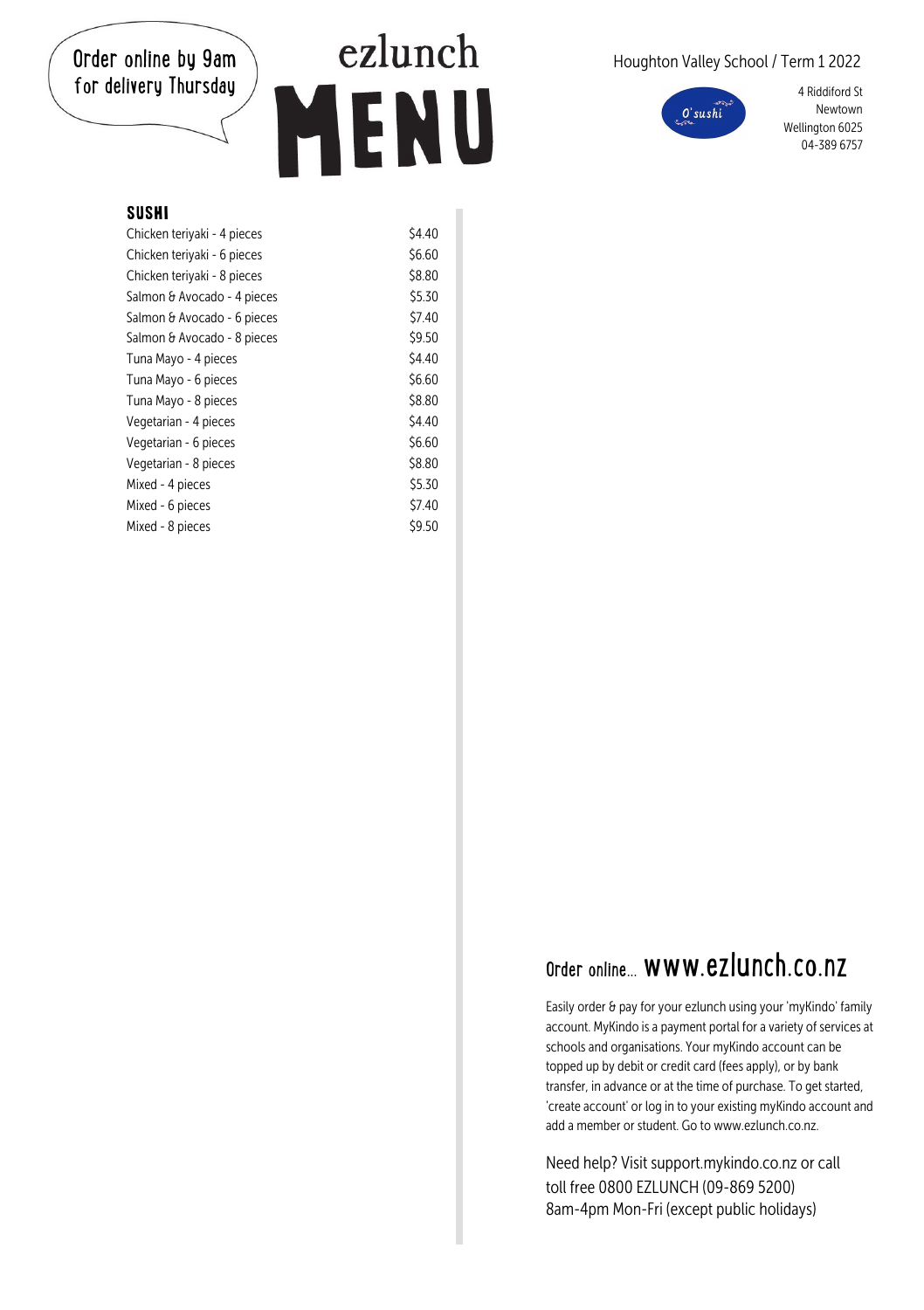Order online by 9am for delivery Thursday

# ezlunch MENU

Houghton Valley School / Term 1 2022

O'sushi

4 Riddiford St
Newtown
Wellington 6025
04-389 6757

## SUSHI

| Item | Price |
| --- | --- |
| Chicken teriyaki - 4 pieces | $4.40 |
| Chicken teriyaki - 6 pieces | $6.60 |
| Chicken teriyaki - 8 pieces | $8.80 |
| Salmon & Avocado - 4 pieces | $5.30 |
| Salmon & Avocado - 6 pieces | $7.40 |
| Salmon & Avocado - 8 pieces | $9.50 |
| Tuna Mayo - 4 pieces | $4.40 |
| Tuna Mayo - 6 pieces | $6.60 |
| Tuna Mayo - 8 pieces | $8.80 |
| Vegetarian - 4 pieces | $4.40 |
| Vegetarian - 6 pieces | $6.60 |
| Vegetarian - 8 pieces | $8.80 |
| Mixed - 4 pieces | $5.30 |
| Mixed - 6 pieces | $7.40 |
| Mixed - 8 pieces | $9.50 |

## Order online... www.ezlunch.co.nz

Easily order & pay for your ezlunch using your 'myKindo' family account. MyKindo is a payment portal for a variety of services at schools and organisations. Your myKindo account can be topped up by debit or credit card (fees apply), or by bank transfer, in advance or at the time of purchase. To get started, 'create account' or log in to your existing myKindo account and add a member or student. Go to www.ezlunch.co.nz.

Need help? Visit support.mykindo.co.nz or call toll free 0800 EZLUNCH (09-869 5200) 8am-4pm Mon-Fri (except public holidays)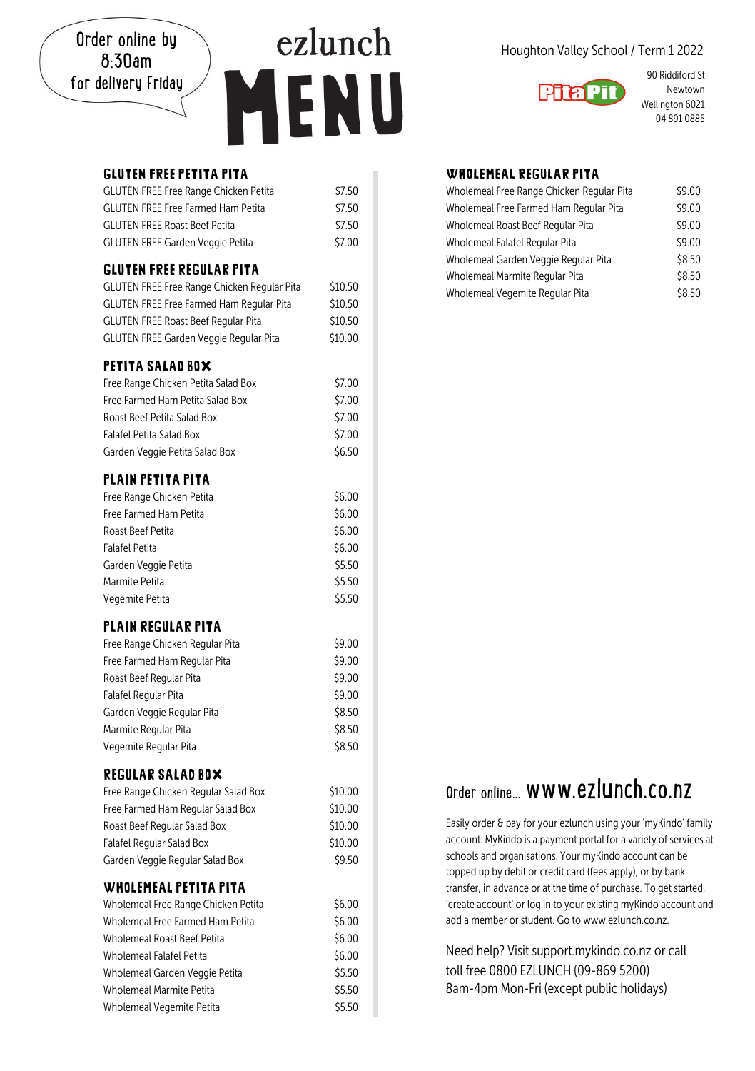Order online by 8:30am for delivery Friday

# ezlunch MENU

Houghton Valley School / Term 1 2022

PitaPit
90 Riddiford St
Newtown
Wellington 6021
04 891 0885

## GLUTEN FREE PETITA PITA

| | |
|---|---|
| GLUTEN FREE Free Range Chicken Petita | $7.50 |
| GLUTEN FREE Free Farmed Ham Petita | $7.50 |
| GLUTEN FREE Roast Beef Petita | $7.50 |
| GLUTEN FREE Garden Veggie Petita | $7.00 |

## GLUTEN FREE REGULAR PITA

| | |
|---|---|
| GLUTEN FREE Free Range Chicken Regular Pita | $10.50 |
| GLUTEN FREE Free Farmed Ham Regular Pita | $10.50 |
| GLUTEN FREE Roast Beef Regular Pita | $10.50 |
| GLUTEN FREE Garden Veggie Regular Pita | $10.00 |

## PETITA SALAD BOX

| | |
|---|---|
| Free Range Chicken Petita Salad Box | $7.00 |
| Free Farmed Ham Petita Salad Box | $7.00 |
| Roast Beef Petita Salad Box | $7.00 |
| Falafel Petita Salad Box | $7.00 |
| Garden Veggie Petita Salad Box | $6.50 |

## PLAIN PETITA PITA

| | |
|---|---|
| Free Range Chicken Petita | $6.00 |
| Free Farmed Ham Petita | $6.00 |
| Roast Beef Petita | $6.00 |
| Falafel Petita | $6.00 |
| Garden Veggie Petita | $5.50 |
| Marmite Petita | $5.50 |
| Vegemite Petita | $5.50 |

## PLAIN REGULAR PITA

| | |
|---|---|
| Free Range Chicken Regular Pita | $9.00 |
| Free Farmed Ham Regular Pita | $9.00 |
| Roast Beef Regular Pita | $9.00 |
| Falafel Regular Pita | $9.00 |
| Garden Veggie Regular Pita | $8.50 |
| Marmite Regular Pita | $8.50 |
| Vegemite Regular Pita | $8.50 |

## REGULAR SALAD BOX

| | |
|---|---|
| Free Range Chicken Regular Salad Box | $10.00 |
| Free Farmed Ham Regular Salad Box | $10.00 |
| Roast Beef Regular Salad Box | $10.00 |
| Falafel Regular Salad Box | $10.00 |
| Garden Veggie Regular Salad Box | $9.50 |

## WHOLEMEAL PETITA PITA

| | |
|---|---|
| Wholemeal Free Range Chicken Petita | $6.00 |
| Wholemeal Free Farmed Ham Petita | $6.00 |
| Wholemeal Roast Beef Petita | $6.00 |
| Wholemeal Falafel Petita | $6.00 |
| Wholemeal Garden Veggie Petita | $5.50 |
| Wholemeal Marmite Petita | $5.50 |
| Wholemeal Vegemite Petita | $5.50 |

## WHOLEMEAL REGULAR PITA

| | |
|---|---|
| Wholemeal Free Range Chicken Regular Pita | $9.00 |
| Wholemeal Free Farmed Ham Regular Pita | $9.00 |
| Wholemeal Roast Beef Regular Pita | $9.00 |
| Wholemeal Falafel Regular Pita | $9.00 |
| Wholemeal Garden Veggie Regular Pita | $8.50 |
| Wholemeal Marmite Regular Pita | $8.50 |
| Wholemeal Vegemite Regular Pita | $8.50 |

## Order online... www.ezlunch.co.nz

Easily order & pay for your ezlunch using your 'myKindo' family account. MyKindo is a payment portal for a variety of services at schools and organisations. Your myKindo account can be topped up by debit or credit card (fees apply), or by bank transfer, in advance or at the time of purchase. To get started, 'create account' or log in to your existing myKindo account and add a member or student. Go to www.ezlunch.co.nz.

Need help? Visit support.mykindo.co.nz or call toll free 0800 EZLUNCH (09-869 5200) 8am-4pm Mon-Fri (except public holidays)